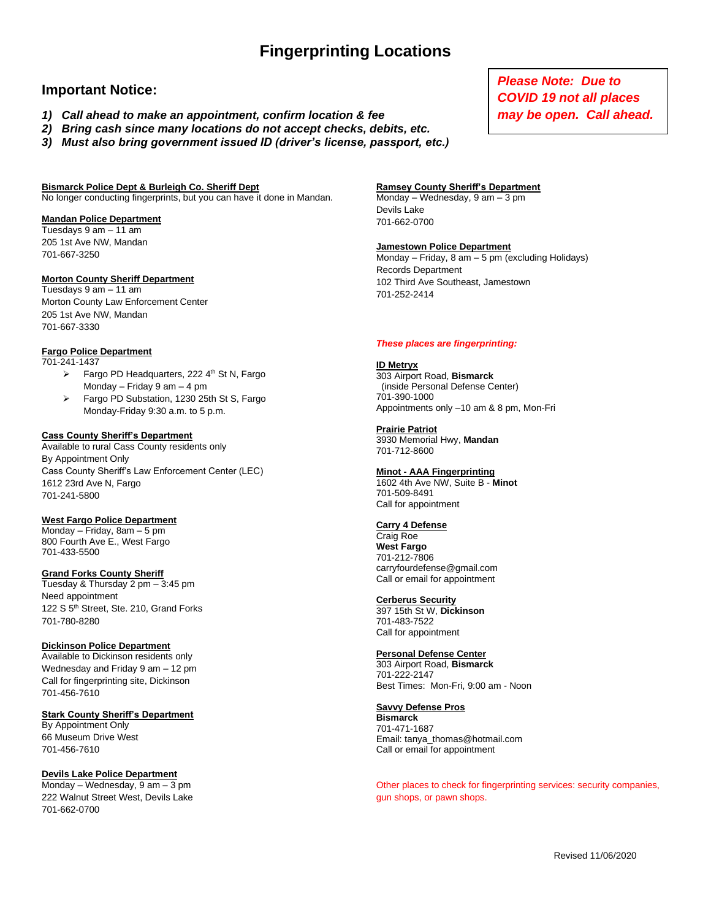# Fingerprinting Locations

## Important Notice:

1) ***Call ahead to make an appointment, confirm location & fee***
2) ***Bring cash since many locations do not accept checks, debits, etc.***
3) ***Must also bring government issued ID (driver's license, passport, etc.)***

***Please Note: Due to COVID 19 not all places may be open. Call ahead.***

**Bismarck Police Dept & Burleigh Co. Sheriff Dept**
No longer conducting fingerprints, but you can have it done in Mandan.

**Mandan Police Department**
Tuesdays 9 am – 11 am
205 1st Ave NW, Mandan
701-667-3250

**Morton County Sheriff Department**
Tuesdays 9 am – 11 am
Morton County Law Enforcement Center
205 1st Ave NW, Mandan
701-667-3330

**Fargo Police Department**
701-241-1437

- Fargo PD Headquarters, 222 4th St N, Fargo
  Monday – Friday 9 am – 4 pm
- Fargo PD Substation, 1230 25th St S, Fargo
  Monday-Friday 9:30 a.m. to 5 p.m.

**Cass County Sheriff's Department**
Available to rural Cass County residents only
By Appointment Only
Cass County Sheriff's Law Enforcement Center (LEC)
1612 23rd Ave N, Fargo
701-241-5800

**West Fargo Police Department**
Monday – Friday, 8am – 5 pm
800 Fourth Ave E., West Fargo
701-433-5500

**Grand Forks County Sheriff**
Tuesday & Thursday 2 pm – 3:45 pm
Need appointment
122 S 5th Street, Ste. 210, Grand Forks
701-780-8280

**Dickinson Police Department**
Available to Dickinson residents only
Wednesday and Friday 9 am – 12 pm
Call for fingerprinting site, Dickinson
701-456-7610

**Stark County Sheriff's Department**
By Appointment Only
66 Museum Drive West
701-456-7610

**Devils Lake Police Department**
Monday – Wednesday, 9 am – 3 pm
222 Walnut Street West, Devils Lake
701-662-0700

**Ramsey County Sheriff's Department**
Monday – Wednesday, 9 am – 3 pm
Devils Lake
701-662-0700

**Jamestown Police Department**
Monday – Friday, 8 am – 5 pm (excluding Holidays)
Records Department
102 Third Ave Southeast, Jamestown
701-252-2414

***These places are fingerprinting:***

**ID Metryx**
303 Airport Road, **Bismarck**
(inside Personal Defense Center)
701-390-1000
Appointments only –10 am & 8 pm, Mon-Fri

**Prairie Patriot**
3930 Memorial Hwy, **Mandan**
701-712-8600

**Minot - AAA Fingerprinting**
1602 4th Ave NW, Suite B - **Minot**
701-509-8491
Call for appointment

**Carry 4 Defense**
Craig Roe
**West Fargo**
701-212-7806
carryfourdefense@gmail.com
Call or email for appointment

**Cerberus Security**
397 15th St W, **Dickinson**
701-483-7522
Call for appointment

**Personal Defense Center**
303 Airport Road, **Bismarck**
701-222-2147
Best Times: Mon-Fri, 9:00 am - Noon

**Savvy Defense Pros**
**Bismarck**
701-471-1687
Email: tanya_thomas@hotmail.com
Call or email for appointment

Other places to check for fingerprinting services: security companies, gun shops, or pawn shops.

Revised 11/06/2020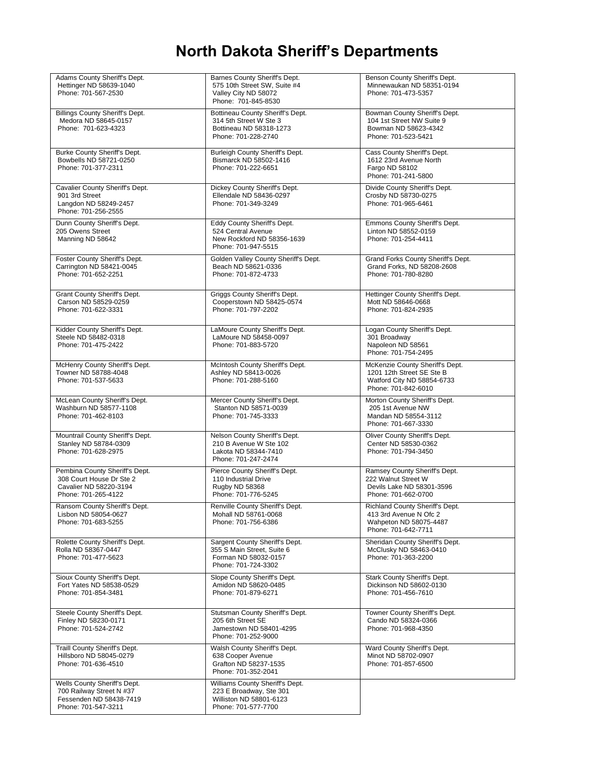# North Dakota Sheriff's Departments

| | | |
|---|---|---|
| Adams County Sheriff's Dept.<br>Hettinger ND 58639-1040<br>Phone: 701-567-2530 | Barnes County Sheriff's Dept.<br>575 10th Street SW, Suite #4<br>Valley City ND 58072<br>Phone: 701-845-8530 | Benson County Sheriff's Dept.<br>Minnewaukan ND 58351-0194<br>Phone: 701-473-5357 |
| Billings County Sheriff's Dept.<br>Medora ND 58645-0157<br>Phone: 701-623-4323 | Bottineau County Sheriff's Dept.<br>314 5th Street W Ste 3<br>Bottineau ND 58318-1273<br>Phone: 701-228-2740 | Bowman County Sheriff's Dept.<br>104 1st Street NW Suite 9<br>Bowman ND 58623-4342<br>Phone: 701-523-5421 |
| Burke County Sheriff's Dept.<br>Bowbells ND 58721-0250<br>Phone: 701-377-2311 | Burleigh County Sheriff's Dept.<br>Bismarck ND 58502-1416<br>Phone: 701-222-6651 | Cass County Sheriff's Dept.<br>1612 23rd Avenue North<br>Fargo ND 58102<br>Phone: 701-241-5800 |
| Cavalier County Sheriff's Dept.<br>901 3rd Street<br>Langdon ND 58249-2457<br>Phone: 701-256-2555 | Dickey County Sheriff's Dept.<br>Ellendale ND 58436-0297<br>Phone: 701-349-3249 | Divide County Sheriff's Dept.<br>Crosby ND 58730-0275<br>Phone: 701-965-6461 |
| Dunn County Sheriff's Dept.<br>205 Owens Street<br>Manning ND 58642 | Eddy County Sheriff's Dept.<br>524 Central Avenue<br>New Rockford ND 58356-1639<br>Phone: 701-947-5515 | Emmons County Sheriff's Dept.<br>Linton ND 58552-0159<br>Phone: 701-254-4411 |
| Foster County Sheriff's Dept.<br>Carrington ND 58421-0045<br>Phone: 701-652-2251 | Golden Valley County Sheriff's Dept.<br>Beach ND 58621-0336<br>Phone: 701-872-4733 | Grand Forks County Sheriff's Dept.<br>Grand Forks, ND 58208-2608<br>Phone: 701-780-8280 |
| Grant County Sheriff's Dept.<br>Carson ND 58529-0259<br>Phone: 701-622-3331 | Griggs County Sheriff's Dept.<br>Cooperstown ND 58425-0574<br>Phone: 701-797-2202 | Hettinger County Sheriff's Dept.<br>Mott ND 58646-0668<br>Phone: 701-824-2935 |
| Kidder County Sheriff's Dept.<br>Steele ND 58482-0318<br>Phone: 701-475-2422 | LaMoure County Sheriff's Dept.<br>LaMoure ND 58458-0097<br>Phone: 701-883-5720 | Logan County Sheriff's Dept.<br>301 Broadway<br>Napoleon ND 58561<br>Phone: 701-754-2495 |
| McHenry County Sheriff's Dept.<br>Towner ND 58788-4048<br>Phone: 701-537-5633 | McIntosh County Sheriff's Dept.<br>Ashley ND 58413-0026<br>Phone: 701-288-5160 | McKenzie County Sheriff's Dept.<br>1201 12th Street SE Ste B<br>Watford City ND 58854-6733<br>Phone: 701-842-6010 |
| McLean County Sheriff's Dept.<br>Washburn ND 58577-1108<br>Phone: 701-462-8103 | Mercer County Sheriff's Dept.<br>Stanton ND 58571-0039<br>Phone: 701-745-3333 | Morton County Sheriff's Dept.<br>205 1st Avenue NW<br>Mandan ND 58554-3112<br>Phone: 701-667-3330 |
| Mountrail County Sheriff's Dept.<br>Stanley ND 58784-0309<br>Phone: 701-628-2975 | Nelson County Sheriff's Dept.<br>210 B Avenue W Ste 102<br>Lakota ND 58344-7410<br>Phone: 701-247-2474 | Oliver County Sheriff's Dept.<br>Center ND 58530-0362<br>Phone: 701-794-3450 |
| Pembina County Sheriff's Dept.<br>308 Court House Dr Ste 2<br>Cavalier ND 58220-3194<br>Phone: 701-265-4122 | Pierce County Sheriff's Dept.<br>110 Industrial Drive<br>Rugby ND 58368<br>Phone: 701-776-5245 | Ramsey County Sheriff's Dept.<br>222 Walnut Street W<br>Devils Lake ND 58301-3596<br>Phone: 701-662-0700 |
| Ransom County Sheriff's Dept.<br>Lisbon ND 58054-0627<br>Phone: 701-683-5255 | Renville County Sheriff's Dept.<br>Mohall ND 58761-0068<br>Phone: 701-756-6386 | Richland County Sheriff's Dept.<br>413 3rd Avenue N Ofc 2<br>Wahpeton ND 58075-4487<br>Phone: 701-642-7711 |
| Rolette County Sheriff's Dept.<br>Rolla ND 58367-0447<br>Phone: 701-477-5623 | Sargent County Sheriff's Dept.<br>355 S Main Street, Suite 6<br>Forman ND 58032-0157<br>Phone: 701-724-3302 | Sheridan County Sheriff's Dept.<br>McClusky ND 58463-0410<br>Phone: 701-363-2200 |
| Sioux County Sheriff's Dept.<br>Fort Yates ND 58538-0529<br>Phone: 701-854-3481 | Slope County Sheriff's Dept.<br>Amidon ND 58620-0485<br>Phone: 701-879-6271 | Stark County Sheriff's Dept.<br>Dickinson ND 58602-0130<br>Phone: 701-456-7610 |
| Steele County Sheriff's Dept.<br>Finley ND 58230-0171<br>Phone: 701-524-2742 | Stutsman County Sheriff's Dept.<br>205 6th Street SE<br>Jamestown ND 58401-4295<br>Phone: 701-252-9000 | Towner County Sheriff's Dept.<br>Cando ND 58324-0366<br>Phone: 701-968-4350 |
| Traill County Sheriff's Dept.<br>Hillsboro ND 58045-0279<br>Phone: 701-636-4510 | Walsh County Sheriff's Dept.<br>638 Cooper Avenue<br>Grafton ND 58237-1535<br>Phone: 701-352-2041 | Ward County Sheriff's Dept.<br>Minot ND 58702-0907<br>Phone: 701-857-6500 |
| Wells County Sheriff's Dept.<br>700 Railway Street N #37<br>Fessenden ND 58438-7419<br>Phone: 701-547-3211 | Williams County Sheriff's Dept.<br>223 E Broadway, Ste 301<br>Williston ND 58801-6123<br>Phone: 701-577-7700 | |